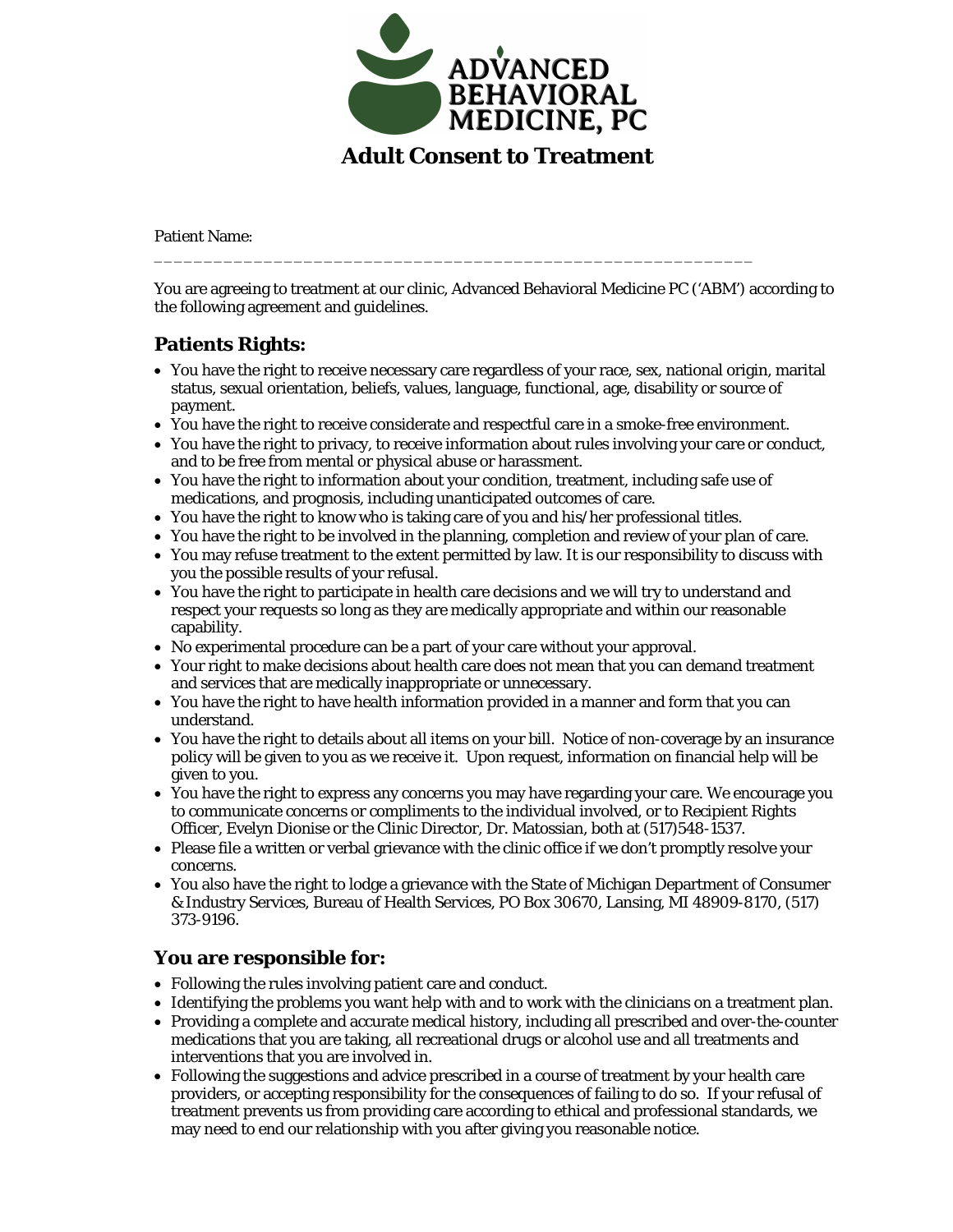ADVANCED BEHAVIORAL MEDICINE, PC

# Adult Consent to Treatment

Patient Name: \_\_\_\_\_\_\_\_\_\_\_\_\_\_\_\_\_\_\_\_\_\_\_\_\_\_\_\_\_\_\_\_\_\_\_\_\_\_\_\_\_\_\_\_\_\_\_\_\_\_\_\_\_\_\_\_\_\_\_\_

You are agreeing to treatment at our clinic, Advanced Behavioral Medicine PC ('ABM') according to the following agreement and guidelines.

## Patients Rights:

- You have the right to receive necessary care regardless of your race, sex, national origin, marital status, sexual orientation, beliefs, values, language, functional, age, disability or source of payment.
- You have the right to receive considerate and respectful care in a smoke-free environment.
- You have the right to privacy, to receive information about rules involving your care or conduct, and to be free from mental or physical abuse or harassment.
- You have the right to information about your condition, treatment, including safe use of medications, and prognosis, including unanticipated outcomes of care.
- You have the right to know who is taking care of you and his/her professional titles.
- You have the right to be involved in the planning, completion and review of your plan of care.
- You may refuse treatment to the extent permitted by law. It is our responsibility to discuss with you the possible results of your refusal.
- You have the right to participate in health care decisions and we will try to understand and respect your requests so long as they are medically appropriate and within our reasonable capability.
- No experimental procedure can be a part of your care without your approval.
- Your right to make decisions about health care does not mean that you can demand treatment and services that are medically inappropriate or unnecessary.
- You have the right to have health information provided in a manner and form that you can understand.
- You have the right to details about all items on your bill. Notice of non-coverage by an insurance policy will be given to you as we receive it. Upon request, information on financial help will be given to you.
- You have the right to express any concerns you may have regarding your care. We encourage you to communicate concerns or compliments to the individual involved, or to Recipient Rights Officer, Evelyn Dionise or the Clinic Director, Dr. Matossian, both at (517)548-1537.
- Please file a written or verbal grievance with the clinic office if we don't promptly resolve your concerns.
- You also have the right to lodge a grievance with the State of Michigan Department of Consumer & Industry Services, Bureau of Health Services, PO Box 30670, Lansing, MI 48909-8170, (517) 373-9196.

## You are responsible for:

- Following the rules involving patient care and conduct.
- Identifying the problems you want help with and to work with the clinicians on a treatment plan.
- Providing a complete and accurate medical history, including all prescribed and over-the-counter medications that you are taking, all recreational drugs or alcohol use and all treatments and interventions that you are involved in.
- Following the suggestions and advice prescribed in a course of treatment by your health care providers, or accepting responsibility for the consequences of failing to do so. If your refusal of treatment prevents us from providing care according to ethical and professional standards, we may need to end our relationship with you after giving you reasonable notice.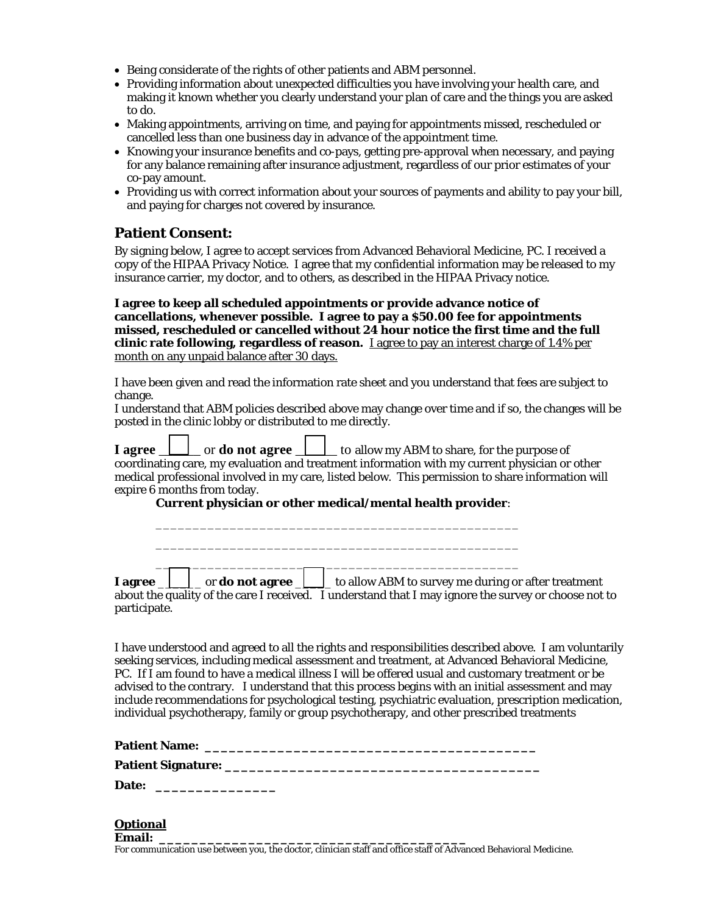- Being considerate of the rights of other patients and ABM personnel.
- Providing information about unexpected difficulties you have involving your health care, and making it known whether you clearly understand your plan of care and the things you are asked to do.
- Making appointments, arriving on time, and paying for appointments missed, rescheduled or cancelled less than one business day in advance of the appointment time.
- Knowing your insurance benefits and co-pays, getting pre-approval when necessary, and paying for any balance remaining after insurance adjustment, regardless of our prior estimates of your co-pay amount.
- Providing us with correct information about your sources of payments and ability to pay your bill, and paying for charges not covered by insurance.

## Patient Consent:

By signing below, I agree to accept services from Advanced Behavioral Medicine, PC. I received a copy of the HIPAA Privacy Notice. I agree that my confidential information may be released to my insurance carrier, my doctor, and to others, as described in the HIPAA Privacy notice.

**I agree to keep all scheduled appointments or provide advance notice of cancellations, whenever possible. I agree to pay a $50.00 fee for appointments missed, rescheduled or cancelled without 24 hour notice the first time and the full clinic rate following, regardless of reason.** I agree to pay an interest charge of 1.4% per month on any unpaid balance after 30 days.

I have been given and read the information rate sheet and you understand that fees are subject to change.

I understand that ABM policies described above may change over time and if so, the changes will be posted in the clinic lobby or distributed to me directly.

**I agree** ☐ or **do not agree** ☐ to allow my ABM to share, for the purpose of coordinating care, my evaluation and treatment information with my current physician or other medical professional involved in my care, listed below. This permission to share information will expire 6 months from today.

**Current physician or other medical/mental health provider**:

__________________________________________________

__________________________________________________

__________________________________________________

**I agree** ☐ or **do not agree** ☐ to allow ABM to survey me during or after treatment about the quality of the care I received. I understand that I may ignore the survey or choose not to participate.

I have understood and agreed to all the rights and responsibilities described above. I am voluntarily seeking services, including medical assessment and treatment, at Advanced Behavioral Medicine, PC. If I am found to have a medical illness I will be offered usual and customary treatment or be advised to the contrary. I understand that this process begins with an initial assessment and may include recommendations for psychological testing, psychiatric evaluation, prescription medication, individual psychotherapy, family or group psychotherapy, and other prescribed treatments

**Patient Name:** ___________________________________________

**Patient Signature:** ________________________________________

**Date:** _______________

**Optional**

**Email:** ________________________________________

For communication use between you, the doctor, clinician staff and office staff of Advanced Behavioral Medicine.